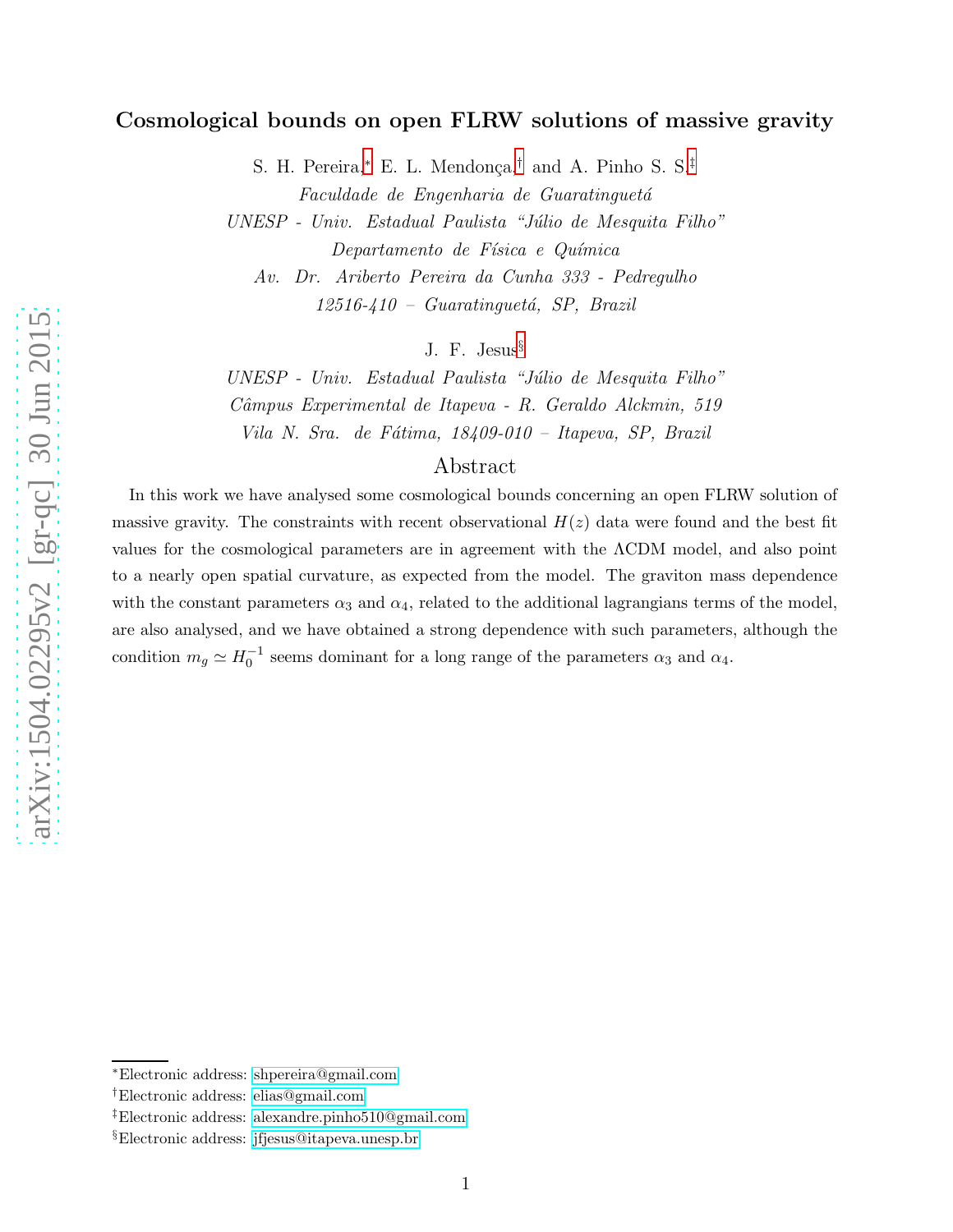# Cosmological bounds on open FLRW solutions of massive gravity

S. H. Pereira,[*] E. L. Mendonça,[†] and A. Pinho S. S.[‡]

*Faculdade de Engenharia de Guaratinguetá*

*UNESP - Univ. Estadual Paulista "Júlio de Mesquita Filho"*

*Departamento de Física e Química*

*Av. Dr. Ariberto Pereira da Cunha 333 - Pedregulho*

*12516-410 – Guaratinguetá, SP, Brazil*

J. F. Jesus[§]

*UNESP - Univ. Estadual Paulista "Júlio de Mesquita Filho"*

*Câmpus Experimental de Itapeva - R. Geraldo Alckmin, 519*

*Vila N. Sra. de Fátima, 18409-010 – Itapeva, SP, Brazil*

## Abstract

In this work we have analysed some cosmological bounds concerning an open FLRW solution of massive gravity. The constraints with recent observational $H(z)$ data were found and the best fit values for the cosmological parameters are in agreement with the ΛCDM model, and also point to a nearly open spatial curvature, as expected from the model. The graviton mass dependence with the constant parameters $\alpha_3$ and $\alpha_4$, related to the additional lagrangians terms of the model, are also analysed, and we have obtained a strong dependence with such parameters, although the condition $m_g \simeq H_0^{-1}$ seems dominant for a long range of the parameters $\alpha_3$ and $\alpha_4$.

---

[*]Electronic address: shpereira@gmail.com

[†]Electronic address: elias@gmail.com

[‡]Electronic address: alexandre.pinho510@gmail.com

[§]Electronic address: jfjesus@itapeva.unesp.br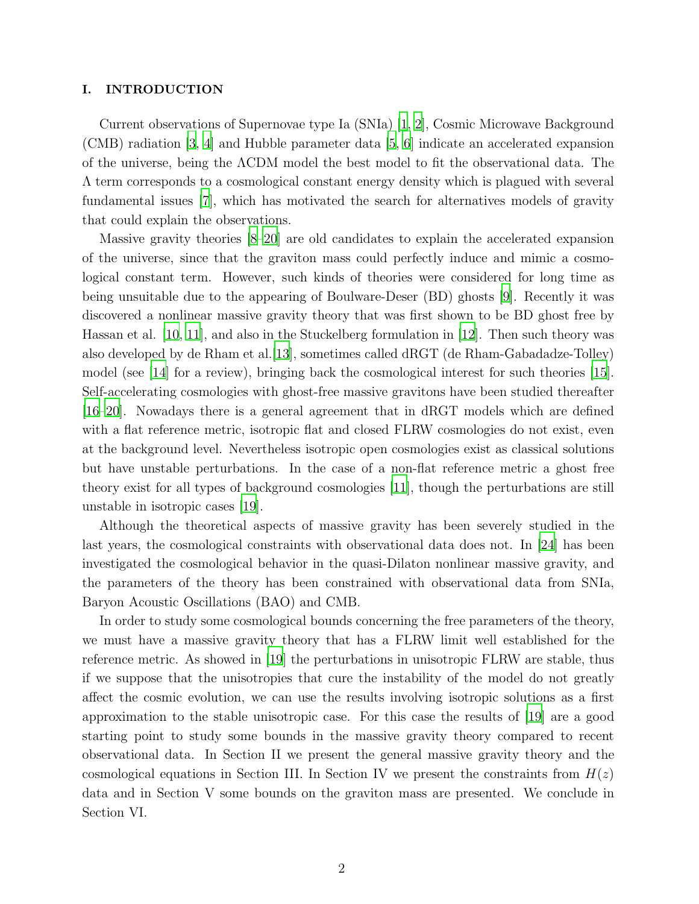## I. INTRODUCTION

Current observations of Supernovae type Ia (SNIa) [1, 2], Cosmic Microwave Background (CMB) radiation [3, 4] and Hubble parameter data [5, 6] indicate an accelerated expansion of the universe, being the ΛCDM model the best model to fit the observational data. The Λ term corresponds to a cosmological constant energy density which is plagued with several fundamental issues [7], which has motivated the search for alternatives models of gravity that could explain the observations.

Massive gravity theories [8–20] are old candidates to explain the accelerated expansion of the universe, since that the graviton mass could perfectly induce and mimic a cosmological constant term. However, such kinds of theories were considered for long time as being unsuitable due to the appearing of Boulware-Deser (BD) ghosts [9]. Recently it was discovered a nonlinear massive gravity theory that was first shown to be BD ghost free by Hassan et al. [10, 11], and also in the Stuckelberg formulation in [12]. Then such theory was also developed by de Rham et al.[13], sometimes called dRGT (de Rham-Gabadadze-Tolley) model (see [14] for a review), bringing back the cosmological interest for such theories [15]. Self-accelerating cosmologies with ghost-free massive gravitons have been studied thereafter [16–20]. Nowadays there is a general agreement that in dRGT models which are defined with a flat reference metric, isotropic flat and closed FLRW cosmologies do not exist, even at the background level. Nevertheless isotropic open cosmologies exist as classical solutions but have unstable perturbations. In the case of a non-flat reference metric a ghost free theory exist for all types of background cosmologies [11], though the perturbations are still unstable in isotropic cases [19].

Although the theoretical aspects of massive gravity has been severely studied in the last years, the cosmological constraints with observational data does not. In [24] has been investigated the cosmological behavior in the quasi-Dilaton nonlinear massive gravity, and the parameters of the theory has been constrained with observational data from SNIa, Baryon Acoustic Oscillations (BAO) and CMB.

In order to study some cosmological bounds concerning the free parameters of the theory, we must have a massive gravity theory that has a FLRW limit well established for the reference metric. As showed in [19] the perturbations in unisotropic FLRW are stable, thus if we suppose that the unisotropies that cure the instability of the model do not greatly affect the cosmic evolution, we can use the results involving isotropic solutions as a first approximation to the stable unisotropic case. For this case the results of [19] are a good starting point to study some bounds in the massive gravity theory compared to recent observational data. In Section II we present the general massive gravity theory and the cosmological equations in Section III. In Section IV we present the constraints from $H(z)$ data and in Section V some bounds on the graviton mass are presented. We conclude in Section VI.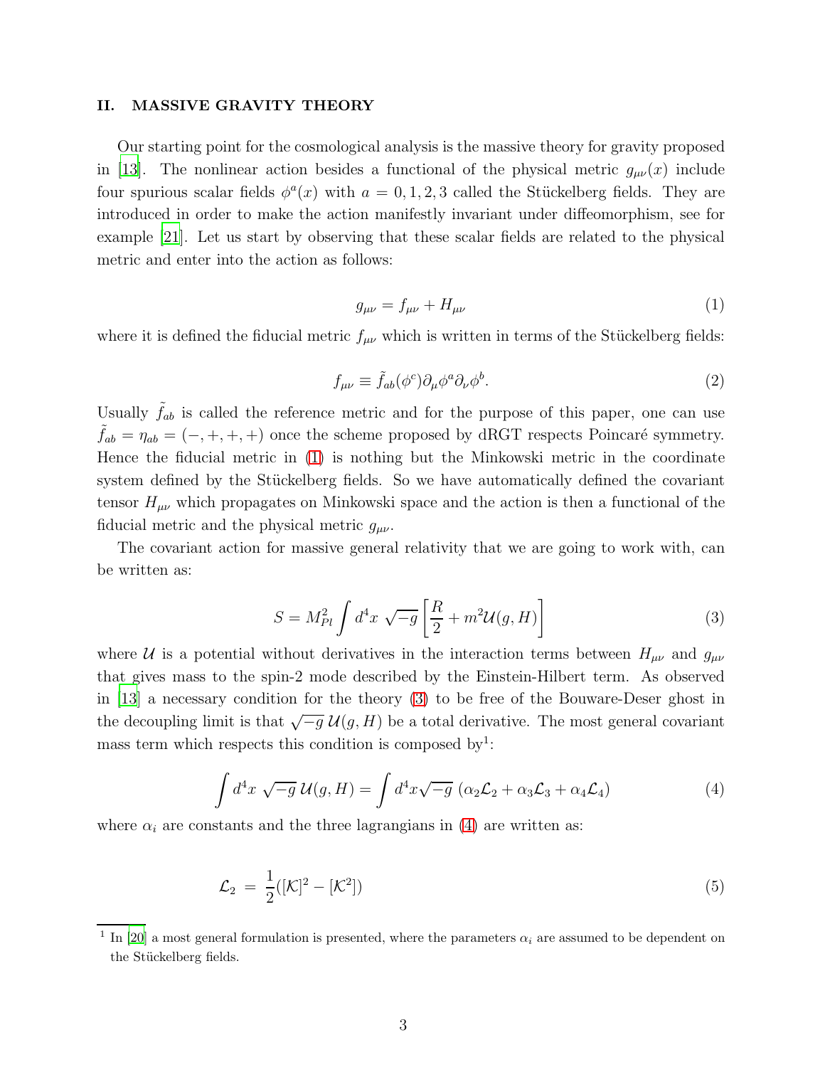## II. MASSIVE GRAVITY THEORY

Our starting point for the cosmological analysis is the massive theory for gravity proposed in [13]. The nonlinear action besides a functional of the physical metric $g_{\mu\nu}(x)$ include four spurious scalar fields $\phi^a(x)$ with $a = 0, 1, 2, 3$ called the Stückelberg fields. They are introduced in order to make the action manifestly invariant under diffeomorphism, see for example [21]. Let us start by observing that these scalar fields are related to the physical metric and enter into the action as follows:

$$g_{\mu\nu} = f_{\mu\nu} + H_{\mu\nu} \tag{1}$$

where it is defined the fiducial metric $f_{\mu\nu}$ which is written in terms of the Stückelberg fields:

$$f_{\mu\nu} \equiv \tilde{f}_{ab}(\phi^c)\partial_\mu\phi^a\partial_\nu\phi^b. \tag{2}$$

Usually $\tilde{f}_{ab}$ is called the reference metric and for the purpose of this paper, one can use $\tilde{f}_{ab} = \eta_{ab} = (-, +, +, +)$ once the scheme proposed by dRGT respects Poincaré symmetry. Hence the fiducial metric in (1) is nothing but the Minkowski metric in the coordinate system defined by the Stückelberg fields. So we have automatically defined the covariant tensor $H_{\mu\nu}$ which propagates on Minkowski space and the action is then a functional of the fiducial metric and the physical metric $g_{\mu\nu}$.

The covariant action for massive general relativity that we are going to work with, can be written as:

$$S = M_{Pl}^2 \int d^4x \, \sqrt{-g} \left[ \frac{R}{2} + m^2 \mathcal{U}(g, H) \right] \tag{3}$$

where $\mathcal{U}$ is a potential without derivatives in the interaction terms between $H_{\mu\nu}$ and $g_{\mu\nu}$ that gives mass to the spin-2 mode described by the Einstein-Hilbert term. As observed in [13] a necessary condition for the theory (3) to be free of the Bouware-Deser ghost in the decoupling limit is that $\sqrt{-g}\,\mathcal{U}(g, H)$ be a total derivative. The most general covariant mass term which respects this condition is composed by[1]:

$$\int d^4x \, \sqrt{-g} \, \mathcal{U}(g, H) = \int d^4x \sqrt{-g} \, (\alpha_2 \mathcal{L}_2 + \alpha_3 \mathcal{L}_3 + \alpha_4 \mathcal{L}_4) \tag{4}$$

where $\alpha_i$ are constants and the three lagrangians in (4) are written as:

$$\mathcal{L}_2 \; = \; \frac{1}{2}([\mathcal{K}]^2 - [\mathcal{K}^2]) \tag{5}$$

[1] In [20] a most general formulation is presented, where the parameters $\alpha_i$ are assumed to be dependent on the Stückelberg fields.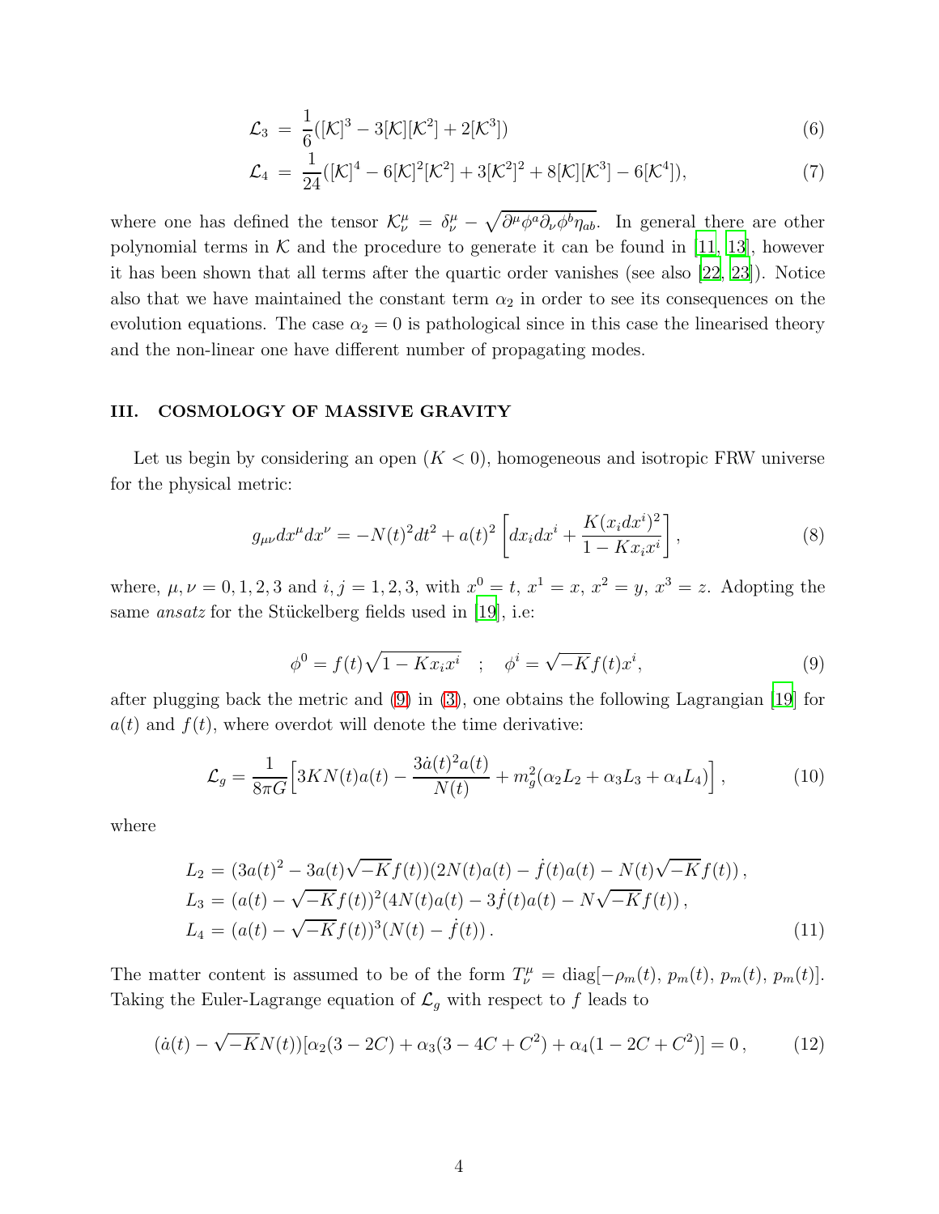$$
\mathcal{L}_3 = \frac{1}{6}([\mathcal{K}]^3 - 3[\mathcal{K}][\mathcal{K}^2] + 2[\mathcal{K}^3]) \tag{6}
$$

$$
\mathcal{L}_4 = \frac{1}{24}([\mathcal{K}]^4 - 6[\mathcal{K}]^2[\mathcal{K}^2] + 3[\mathcal{K}^2]^2 + 8[\mathcal{K}][\mathcal{K}^3] - 6[\mathcal{K}^4]), \tag{7}
$$

where one has defined the tensor $\mathcal{K}^\mu_\nu = \delta^\mu_\nu - \sqrt{\partial^\mu \phi^a \partial_\nu \phi^b \eta_{ab}}$. In general there are other polynomial terms in $\mathcal{K}$ and the procedure to generate it can be found in [11, 13], however it has been shown that all terms after the quartic order vanishes (see also [22, 23]). Notice also that we have maintained the constant term $\alpha_2$ in order to see its consequences on the evolution equations. The case $\alpha_2 = 0$ is pathological since in this case the linearised theory and the non-linear one have different number of propagating modes.

## III. COSMOLOGY OF MASSIVE GRAVITY

Let us begin by considering an open ($K < 0$), homogeneous and isotropic FRW universe for the physical metric:

$$
g_{\mu\nu} dx^\mu dx^\nu = -N(t)^2 dt^2 + a(t)^2 \left[ dx_i dx^i + \frac{K(x_i dx^i)^2}{1 - K x_i x^i} \right], \tag{8}
$$

where, $\mu, \nu = 0, 1, 2, 3$ and $i, j = 1, 2, 3$, with $x^0 = t$, $x^1 = x$, $x^2 = y$, $x^3 = z$. Adopting the same *ansatz* for the Stückelberg fields used in [19], i.e:

$$
\phi^0 = f(t)\sqrt{1 - K x_i x^i} \quad ; \quad \phi^i = \sqrt{-K} f(t) x^i, \tag{9}
$$

after plugging back the metric and (9) in (3), one obtains the following Lagrangian [19] for $a(t)$ and $f(t)$, where overdot will denote the time derivative:

$$
\mathcal{L}_g = \frac{1}{8\pi G} \Big[ 3KN(t)a(t) - \frac{3\dot{a}(t)^2 a(t)}{N(t)} + m_g^2(\alpha_2 L_2 + \alpha_3 L_3 + \alpha_4 L_4) \Big], \tag{10}
$$

where

$$
\begin{aligned}
L_2 &= (3a(t)^2 - 3a(t)\sqrt{-K} f(t))(2N(t)a(t) - \dot{f}(t)a(t) - N(t)\sqrt{-K} f(t)), \\
L_3 &= (a(t) - \sqrt{-K} f(t))^2 (4N(t)a(t) - 3\dot{f}(t)a(t) - N\sqrt{-K} f(t)), \\
L_4 &= (a(t) - \sqrt{-K} f(t))^3 (N(t) - \dot{f}(t)).
\end{aligned} \tag{11}
$$

The matter content is assumed to be of the form $T^\mu_\nu = \mathrm{diag}[-\rho_m(t), p_m(t), p_m(t), p_m(t)]$. Taking the Euler-Lagrange equation of $\mathcal{L}_g$ with respect to $f$ leads to

$$
(\dot{a}(t) - \sqrt{-K} N(t))[\alpha_2(3 - 2C) + \alpha_3(3 - 4C + C^2) + \alpha_4(1 - 2C + C^2)] = 0, \tag{12}
$$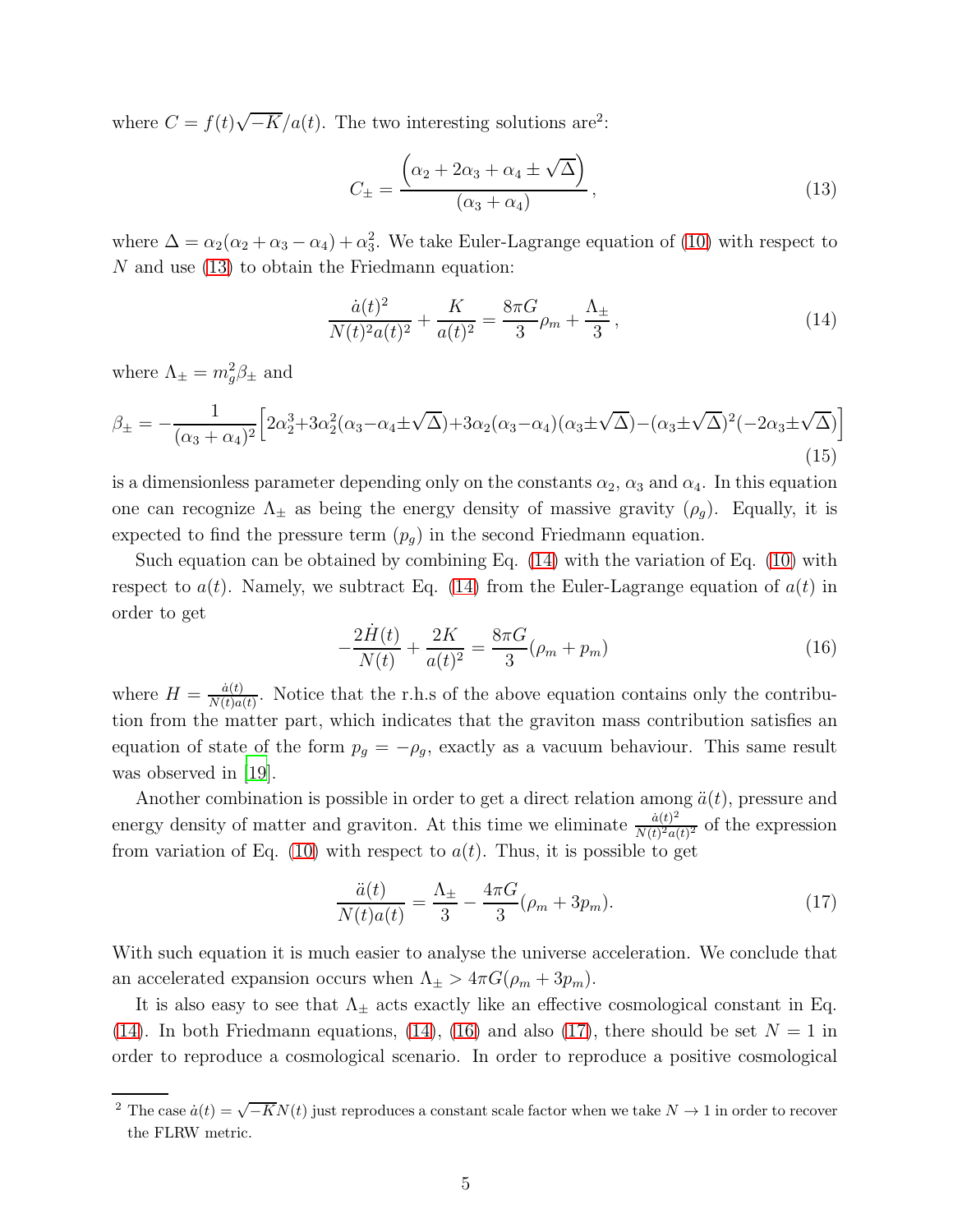where $C = f(t)\sqrt{-K}/a(t)$. The two interesting solutions are[2]:

$$
C_{\pm} = \frac{\left(\alpha_2 + 2\alpha_3 + \alpha_4 \pm \sqrt{\Delta}\right)}{(\alpha_3 + \alpha_4)}, \tag{13}
$$

where $\Delta = \alpha_2(\alpha_2 + \alpha_3 - \alpha_4) + \alpha_3^2$. We take Euler-Lagrange equation of (10) with respect to $N$ and use (13) to obtain the Friedmann equation:

$$
\frac{\dot{a}(t)^2}{N(t)^2 a(t)^2} + \frac{K}{a(t)^2} = \frac{8\pi G}{3}\rho_m + \frac{\Lambda_{\pm}}{3}, \tag{14}
$$

where $\Lambda_{\pm} = m_g^2 \beta_{\pm}$ and

$$
\beta_{\pm} = -\frac{1}{(\alpha_3 + \alpha_4)^2}\Big[2\alpha_2^3 + 3\alpha_2^2(\alpha_3 - \alpha_4 \pm \sqrt{\Delta}) + 3\alpha_2(\alpha_3 - \alpha_4)(\alpha_3 \pm \sqrt{\Delta}) - (\alpha_3 \pm \sqrt{\Delta})^2(-2\alpha_3 \pm \sqrt{\Delta})\Big] \tag{15}
$$

is a dimensionless parameter depending only on the constants $\alpha_2$, $\alpha_3$ and $\alpha_4$. In this equation one can recognize $\Lambda_{\pm}$ as being the energy density of massive gravity ($\rho_g$). Equally, it is expected to find the pressure term ($p_g$) in the second Friedmann equation.

Such equation can be obtained by combining Eq. (14) with the variation of Eq. (10) with respect to $a(t)$. Namely, we subtract Eq. (14) from the Euler-Lagrange equation of $a(t)$ in order to get

$$
-\frac{2\dot{H}(t)}{N(t)} + \frac{2K}{a(t)^2} = \frac{8\pi G}{3}(\rho_m + p_m) \tag{16}
$$

where $H = \frac{\dot{a}(t)}{N(t)a(t)}$. Notice that the r.h.s of the above equation contains only the contribution from the matter part, which indicates that the graviton mass contribution satisfies an equation of state of the form $p_g = -\rho_g$, exactly as a vacuum behaviour. This same result was observed in [19].

Another combination is possible in order to get a direct relation among $\ddot{a}(t)$, pressure and energy density of matter and graviton. At this time we eliminate $\frac{\dot{a}(t)^2}{N(t)^2 a(t)^2}$ of the expression from variation of Eq. (10) with respect to $a(t)$. Thus, it is possible to get

$$
\frac{\ddot{a}(t)}{N(t)a(t)} = \frac{\Lambda_{\pm}}{3} - \frac{4\pi G}{3}(\rho_m + 3p_m). \tag{17}
$$

With such equation it is much easier to analyse the universe acceleration. We conclude that an accelerated expansion occurs when $\Lambda_{\pm} > 4\pi G(\rho_m + 3p_m)$.

It is also easy to see that $\Lambda_{\pm}$ acts exactly like an effective cosmological constant in Eq. (14). In both Friedmann equations, (14), (16) and also (17), there should be set $N = 1$ in order to reproduce a cosmological scenario. In order to reproduce a positive cosmological

---

[2] The case $\dot{a}(t) = \sqrt{-K}N(t)$ just reproduces a constant scale factor when we take $N \to 1$ in order to recover the FLRW metric.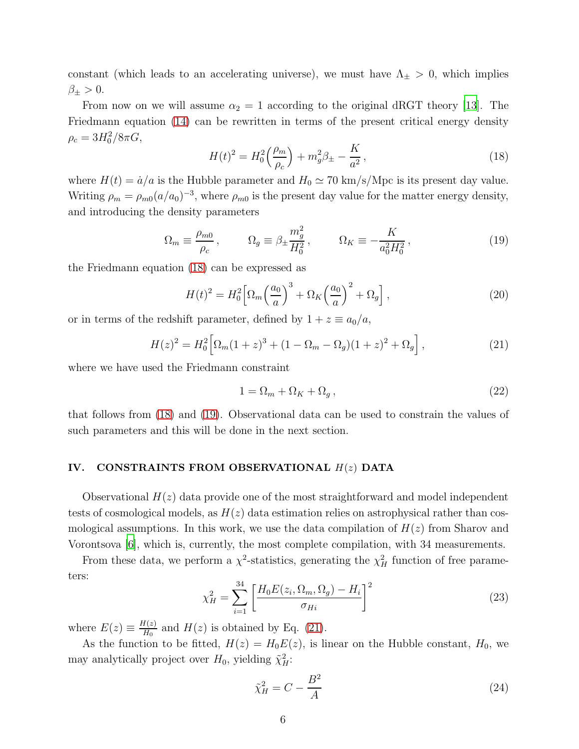constant (which leads to an accelerating universe), we must have $\Lambda_\pm > 0$, which implies $\beta_\pm > 0$.

From now on we will assume $\alpha_2 = 1$ according to the original dRGT theory [13]. The Friedmann equation (14) can be rewritten in terms of the present critical energy density $\rho_c = 3H_0^2/8\pi G$,

$$H(t)^2 = H_0^2\Big(\frac{\rho_m}{\rho_c}\Big) + m_g^2\beta_\pm - \frac{K}{a^2}\,, \tag{18}$$

where $H(t) = \dot{a}/a$ is the Hubble parameter and $H_0 \simeq 70$ km/s/Mpc is its present day value. Writing $\rho_m = \rho_{m0}(a/a_0)^{-3}$, where $\rho_{m0}$ is the present day value for the matter energy density, and introducing the density parameters

$$\Omega_m \equiv \frac{\rho_{m0}}{\rho_c}\,, \qquad \Omega_g \equiv \beta_\pm \frac{m_g^2}{H_0^2}\,, \qquad \Omega_K \equiv -\frac{K}{a_0^2 H_0^2}\,, \tag{19}$$

the Friedmann equation (18) can be expressed as

$$H(t)^2 = H_0^2\Big[\Omega_m\Big(\frac{a_0}{a}\Big)^3 + \Omega_K\Big(\frac{a_0}{a}\Big)^2 + \Omega_g\Big]\,, \tag{20}$$

or in terms of the redshift parameter, defined by $1 + z \equiv a_0/a$,

$$H(z)^2 = H_0^2\Big[\Omega_m(1+z)^3 + (1 - \Omega_m - \Omega_g)(1+z)^2 + \Omega_g\Big]\,, \tag{21}$$

where we have used the Friedmann constraint

$$1 = \Omega_m + \Omega_K + \Omega_g\,, \tag{22}$$

that follows from (18) and (19). Observational data can be used to constrain the values of such parameters and this will be done in the next section.

## IV. CONSTRAINTS FROM OBSERVATIONAL $H(z)$ DATA

Observational $H(z)$ data provide one of the most straightforward and model independent tests of cosmological models, as $H(z)$ data estimation relies on astrophysical rather than cosmological assumptions. In this work, we use the data compilation of $H(z)$ from Sharov and Vorontsova [6], which is, currently, the most complete compilation, with 34 measurements.

From these data, we perform a $\chi^2$-statistics, generating the $\chi^2_H$ function of free parameters:

$$\chi^2_H = \sum_{i=1}^{34}\left[\frac{H_0 E(z_i, \Omega_m, \Omega_g) - H_i}{\sigma_{Hi}}\right]^2 \tag{23}$$

where $E(z) \equiv \frac{H(z)}{H_0}$ and $H(z)$ is obtained by Eq. (21).

As the function to be fitted, $H(z) = H_0 E(z)$, is linear on the Hubble constant, $H_0$, we may analytically project over $H_0$, yielding $\tilde{\chi}^2_H$:

$$\tilde{\chi}^2_H = C - \frac{B^2}{A} \tag{24}$$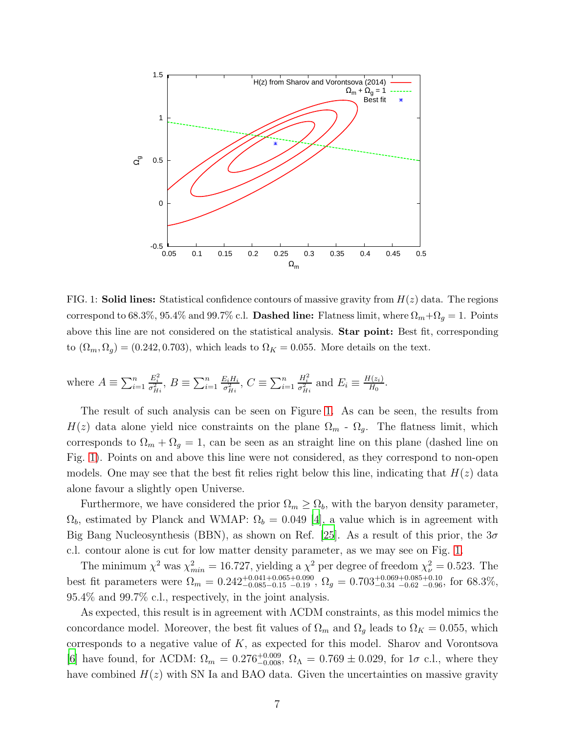FIG. 1: **Solid lines:** Statistical confidence contours of massive gravity from $H(z)$ data. The regions correspond to 68.3%, 95.4% and 99.7% c.l. **Dashed line:** Flatness limit, where $\Omega_m+\Omega_g = 1$. Points above this line are not considered on the statistical analysis. **Star point:** Best fit, corresponding to $(\Omega_m, \Omega_g) = (0.242, 0.703)$, which leads to $\Omega_K = 0.055$. More details on the text.

where $A \equiv \sum_{i=1}^{n} \frac{E_i^2}{\sigma_{Hi}^2}$, $B \equiv \sum_{i=1}^{n} \frac{E_i H_i}{\sigma_{Hi}^2}$, $C \equiv \sum_{i=1}^{n} \frac{H_i^2}{\sigma_{Hi}^2}$ and $E_i \equiv \frac{H(z_i)}{H_0}$.

The result of such analysis can be seen on Figure 1. As can be seen, the results from $H(z)$ data alone yield nice constraints on the plane $\Omega_m$ - $\Omega_g$. The flatness limit, which corresponds to $\Omega_m + \Omega_g = 1$, can be seen as an straight line on this plane (dashed line on Fig. 1). Points on and above this line were not considered, as they correspond to non-open models. One may see that the best fit relies right below this line, indicating that $H(z)$ data alone favour a slightly open Universe.

Furthermore, we have considered the prior $\Omega_m \geq \Omega_b$, with the baryon density parameter, $\Omega_b$, estimated by Planck and WMAP: $\Omega_b = 0.049$ [4], a value which is in agreement with Big Bang Nucleosynthesis (BBN), as shown on Ref. [25]. As a result of this prior, the $3\sigma$ c.l. contour alone is cut for low matter density parameter, as we may see on Fig. 1.

The minimum $\chi^2$ was $\chi^2_{min} = 16.727$, yielding a $\chi^2$ per degree of freedom $\chi^2_\nu = 0.523$. The best fit parameters were $\Omega_m = 0.242^{+0.041+0.065+0.090}_{-0.085-0.15\ -0.19}$ , $\Omega_g = 0.703^{+0.069+0.085+0.10}_{-0.34\ -0.62\ -0.96}$, for 68.3%, 95.4% and 99.7% c.l., respectively, in the joint analysis.

As expected, this result is in agreement with $\Lambda$CDM constraints, as this model mimics the concordance model. Moreover, the best fit values of $\Omega_m$ and $\Omega_g$ leads to $\Omega_K = 0.055$, which corresponds to a negative value of $K$, as expected for this model. Sharov and Vorontsova [6] have found, for $\Lambda$CDM: $\Omega_m = 0.276^{+0.009}_{-0.008}$, $\Omega_\Lambda = 0.769 \pm 0.029$, for $1\sigma$ c.l., where they have combined $H(z)$ with SN Ia and BAO data. Given the uncertainties on massive gravity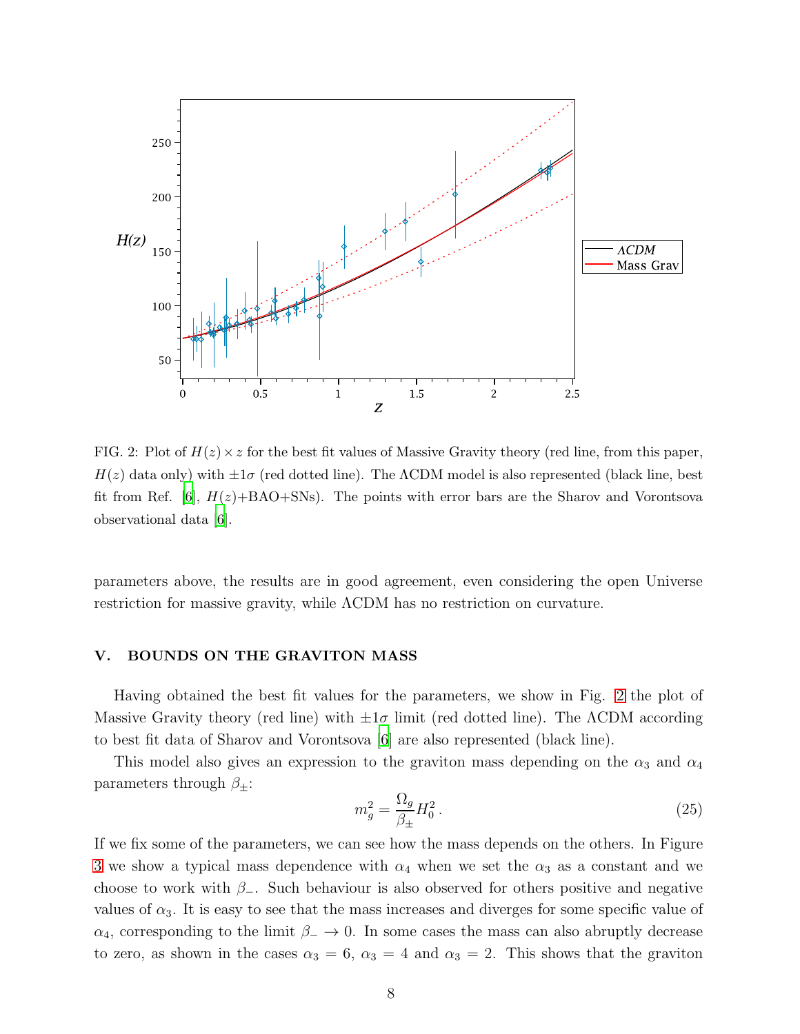FIG. 2: Plot of $H(z) \times z$ for the best fit values of Massive Gravity theory (red line, from this paper, $H(z)$ data only) with $\pm 1\sigma$ (red dotted line). The $\Lambda$CDM model is also represented (black line, best fit from Ref. [6], $H(z)$+BAO+SNs). The points with error bars are the Sharov and Vorontsova observational data [6].

parameters above, the results are in good agreement, even considering the open Universe restriction for massive gravity, while $\Lambda$CDM has no restriction on curvature.

## V. BOUNDS ON THE GRAVITON MASS

Having obtained the best fit values for the parameters, we show in Fig. 2 the plot of Massive Gravity theory (red line) with $\pm 1\sigma$ limit (red dotted line). The $\Lambda$CDM according to best fit data of Sharov and Vorontsova [6] are also represented (black line).

This model also gives an expression to the graviton mass depending on the $\alpha_3$ and $\alpha_4$ parameters through $\beta_\pm$:

$$m_g^2 = \frac{\Omega_g}{\beta_\pm} H_0^2 \,. \tag{25}$$

If we fix some of the parameters, we can see how the mass depends on the others. In Figure 3 we show a typical mass dependence with $\alpha_4$ when we set the $\alpha_3$ as a constant and we choose to work with $\beta_-$. Such behaviour is also observed for others positive and negative values of $\alpha_3$. It is easy to see that the mass increases and diverges for some specific value of $\alpha_4$, corresponding to the limit $\beta_- \to 0$. In some cases the mass can also abruptly decrease to zero, as shown in the cases $\alpha_3 = 6$, $\alpha_3 = 4$ and $\alpha_3 = 2$. This shows that the graviton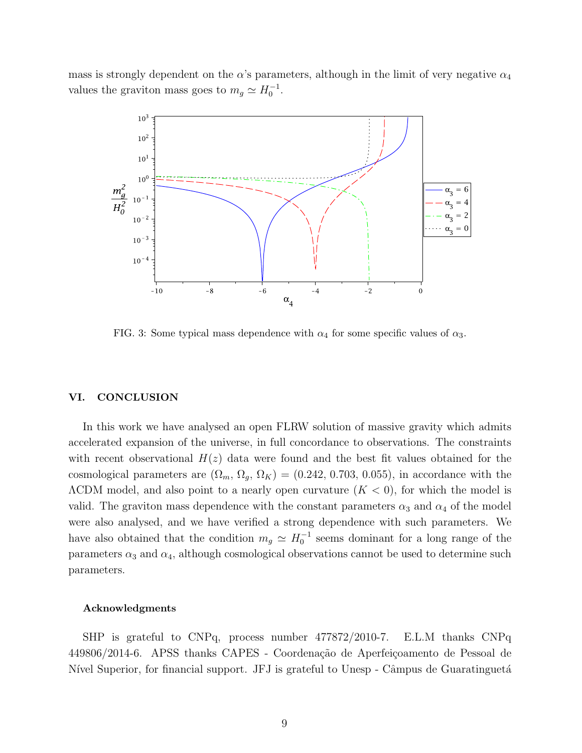mass is strongly dependent on the $\alpha$'s parameters, although in the limit of very negative $\alpha_4$ values the graviton mass goes to $m_g \simeq H_0^{-1}$.

FIG. 3: Some typical mass dependence with $\alpha_4$ for some specific values of $\alpha_3$.

## VI. CONCLUSION

In this work we have analysed an open FLRW solution of massive gravity which admits accelerated expansion of the universe, in full concordance to observations. The constraints with recent observational $H(z)$ data were found and the best fit values obtained for the cosmological parameters are $(\Omega_m, \Omega_g, \Omega_K) = (0.242, 0.703, 0.055)$, in accordance with the $\Lambda$CDM model, and also point to a nearly open curvature ($K < 0$), for which the model is valid. The graviton mass dependence with the constant parameters $\alpha_3$ and $\alpha_4$ of the model were also analysed, and we have verified a strong dependence with such parameters. We have also obtained that the condition $m_g \simeq H_0^{-1}$ seems dominant for a long range of the parameters $\alpha_3$ and $\alpha_4$, although cosmological observations cannot be used to determine such parameters.

### Acknowledgments

SHP is grateful to CNPq, process number 477872/2010-7. E.L.M thanks CNPq 449806/2014-6. APSS thanks CAPES - Coordenação de Aperfeiçoamento de Pessoal de Nível Superior, for financial support. JFJ is grateful to Unesp - Câmpus de Guaratinguetá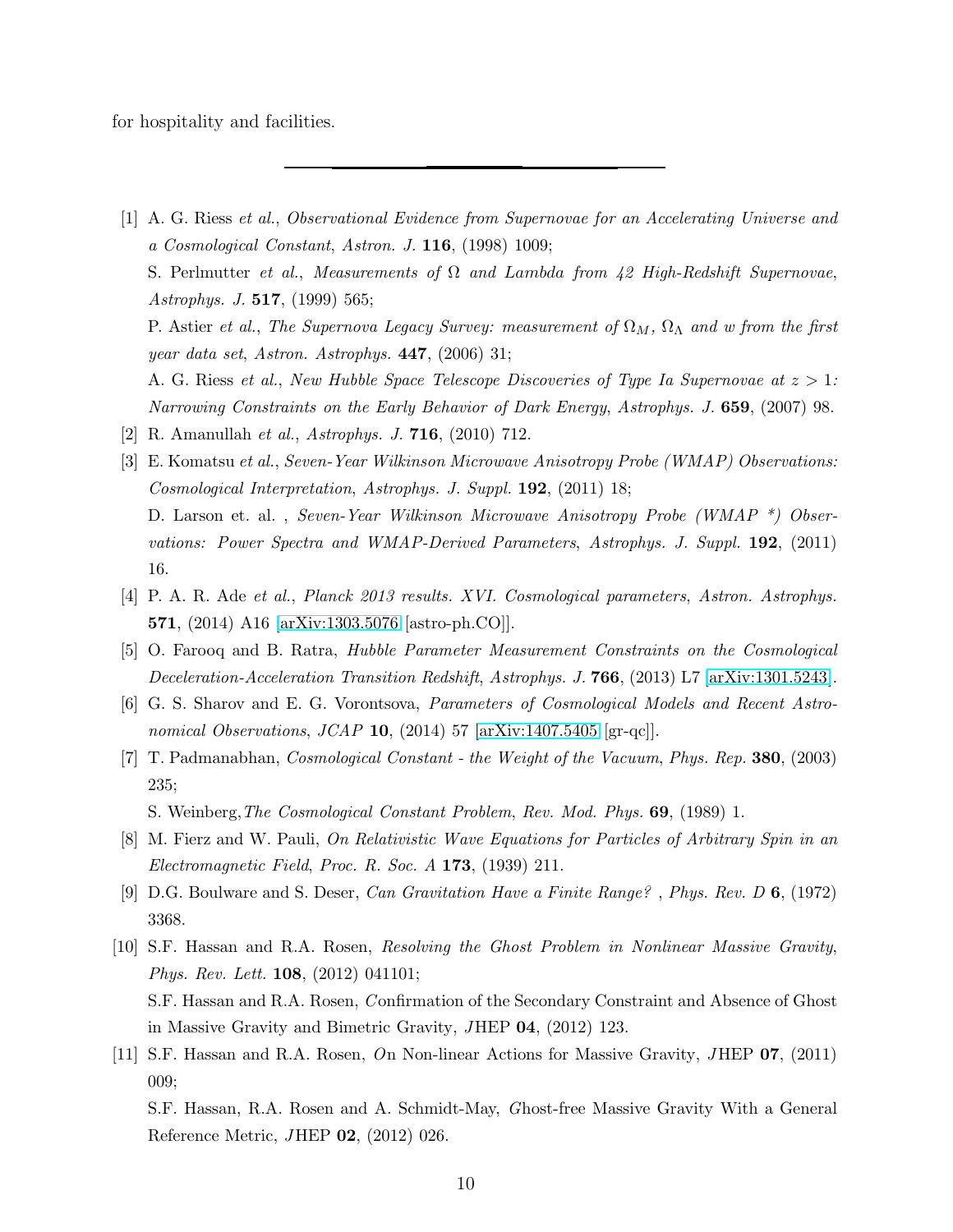for hospitality and facilities.

---

[1] A. G. Riess *et al.*, *Observational Evidence from Supernovae for an Accelerating Universe and a Cosmological Constant*, *Astron. J.* **116**, (1998) 1009;
S. Perlmutter *et al.*, *Measurements of* $\Omega$ *and Lambda from 42 High-Redshift Supernovae*, *Astrophys. J.* **517**, (1999) 565;
P. Astier *et al.*, *The Supernova Legacy Survey: measurement of* $\Omega_M$*,* $\Omega_\Lambda$ *and* $w$ *from the first year data set*, *Astron. Astrophys.* **447**, (2006) 31;
A. G. Riess *et al.*, *New Hubble Space Telescope Discoveries of Type Ia Supernovae at* $z > 1$*: Narrowing Constraints on the Early Behavior of Dark Energy*, *Astrophys. J.* **659**, (2007) 98.

[2] R. Amanullah *et al.*, *Astrophys. J.* **716**, (2010) 712.

[3] E. Komatsu *et al.*, *Seven-Year Wilkinson Microwave Anisotropy Probe (WMAP) Observations: Cosmological Interpretation*, *Astrophys. J. Suppl.* **192**, (2011) 18;
D. Larson et. al. , *Seven-Year Wilkinson Microwave Anisotropy Probe (WMAP \*) Observations: Power Spectra and WMAP-Derived Parameters*, *Astrophys. J. Suppl.* **192**, (2011) 16.

[4] P. A. R. Ade *et al.*, *Planck 2013 results. XVI. Cosmological parameters*, *Astron. Astrophys.* **571**, (2014) A16 [arXiv:1303.5076 [astro-ph.CO]].

[5] O. Farooq and B. Ratra, *Hubble Parameter Measurement Constraints on the Cosmological Deceleration-Acceleration Transition Redshift*, *Astrophys. J.* **766**, (2013) L7 [arXiv:1301.5243].

[6] G. S. Sharov and E. G. Vorontsova, *Parameters of Cosmological Models and Recent Astronomical Observations*, *JCAP* **10**, (2014) 57 [arXiv:1407.5405 [gr-qc]].

[7] T. Padmanabhan, *Cosmological Constant - the Weight of the Vacuum*, *Phys. Rep.* **380**, (2003) 235;
S. Weinberg, *The Cosmological Constant Problem*, *Rev. Mod. Phys.* **69**, (1989) 1.

[8] M. Fierz and W. Pauli, *On Relativistic Wave Equations for Particles of Arbitrary Spin in an Electromagnetic Field*, *Proc. R. Soc. A* **173**, (1939) 211.

[9] D.G. Boulware and S. Deser, *Can Gravitation Have a Finite Range?* , *Phys. Rev. D* **6**, (1972) 3368.

[10] S.F. Hassan and R.A. Rosen, *Resolving the Ghost Problem in Nonlinear Massive Gravity*, *Phys. Rev. Lett.* **108**, (2012) 041101;
S.F. Hassan and R.A. Rosen, *C*onfirmation of the Secondary Constraint and Absence of Ghost in Massive Gravity and Bimetric Gravity, *J*HEP **04**, (2012) 123.

[11] S.F. Hassan and R.A. Rosen, *O*n Non-linear Actions for Massive Gravity, *J*HEP **07**, (2011) 009;
S.F. Hassan, R.A. Rosen and A. Schmidt-May, *G*host-free Massive Gravity With a General Reference Metric, *J*HEP **02**, (2012) 026.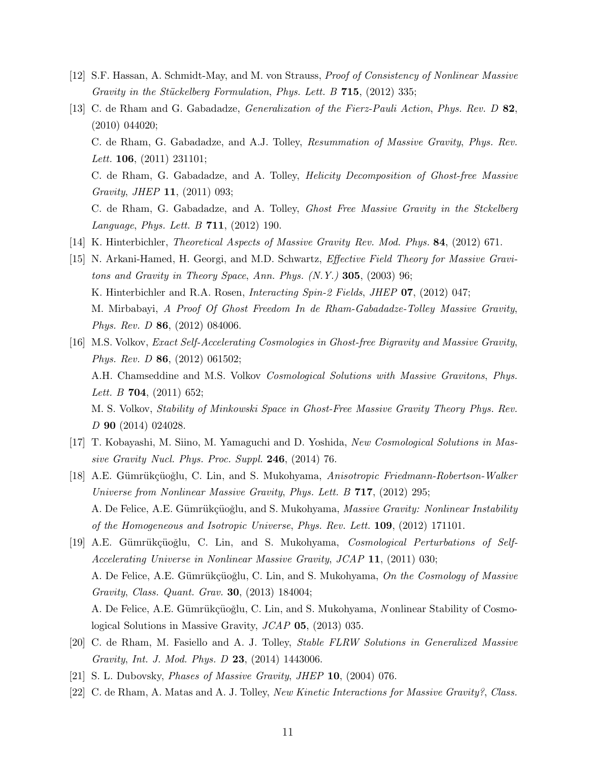[12] S.F. Hassan, A. Schmidt-May, and M. von Strauss, *Proof of Consistency of Nonlinear Massive Gravity in the Stückelberg Formulation*, *Phys. Lett. B* **715**, (2012) 335;

[13] C. de Rham and G. Gabadadze, *Generalization of the Fierz-Pauli Action*, *Phys. Rev. D* **82**, (2010) 044020;
C. de Rham, G. Gabadadze, and A.J. Tolley, *Resummation of Massive Gravity*, *Phys. Rev. Lett.* **106**, (2011) 231101;
C. de Rham, G. Gabadadze, and A. Tolley, *Helicity Decomposition of Ghost-free Massive Gravity*, *JHEP* **11**, (2011) 093;
C. de Rham, G. Gabadadze, and A. Tolley, *Ghost Free Massive Gravity in the Stckelberg Language*, *Phys. Lett. B* **711**, (2012) 190.

[14] K. Hinterbichler, *Theoretical Aspects of Massive Gravity Rev. Mod. Phys.* **84**, (2012) 671.

[15] N. Arkani-Hamed, H. Georgi, and M.D. Schwartz, *Effective Field Theory for Massive Gravitons and Gravity in Theory Space*, *Ann. Phys. (N.Y.)* **305**, (2003) 96;
K. Hinterbichler and R.A. Rosen, *Interacting Spin-2 Fields*, *JHEP* **07**, (2012) 047;
M. Mirbabayi, *A Proof Of Ghost Freedom In de Rham-Gabadadze-Tolley Massive Gravity*, *Phys. Rev. D* **86**, (2012) 084006.

[16] M.S. Volkov, *Exact Self-Accelerating Cosmologies in Ghost-free Bigravity and Massive Gravity*, *Phys. Rev. D* **86**, (2012) 061502;
A.H. Chamseddine and M.S. Volkov *Cosmological Solutions with Massive Gravitons*, *Phys. Lett. B* **704**, (2011) 652;
M. S. Volkov, *Stability of Minkowski Space in Ghost-Free Massive Gravity Theory Phys. Rev. D* **90** (2014) 024028.

[17] T. Kobayashi, M. Siino, M. Yamaguchi and D. Yoshida, *New Cosmological Solutions in Massive Gravity Nucl. Phys. Proc. Suppl.* **246**, (2014) 76.

[18] A.E. Gümrükçüoğlu, C. Lin, and S. Mukohyama, *Anisotropic Friedmann-Robertson-Walker Universe from Nonlinear Massive Gravity*, *Phys. Lett. B* **717**, (2012) 295;
A. De Felice, A.E. Gümrükçüoğlu, and S. Mukohyama, *Massive Gravity: Nonlinear Instability of the Homogeneous and Isotropic Universe*, *Phys. Rev. Lett.* **109**, (2012) 171101.

[19] A.E. Gümrükçüoğlu, C. Lin, and S. Mukohyama, *Cosmological Perturbations of Self-Accelerating Universe in Nonlinear Massive Gravity*, *JCAP* **11**, (2011) 030;
A. De Felice, A.E. Gümrükçüoğlu, C. Lin, and S. Mukohyama, *On the Cosmology of Massive Gravity*, *Class. Quant. Grav.* **30**, (2013) 184004;
A. De Felice, A.E. Gümrükçüoğlu, C. Lin, and S. Mukohyama, *N*onlinear Stability of Cosmological Solutions in Massive Gravity, *JCAP* **05**, (2013) 035.

[20] C. de Rham, M. Fasiello and A. J. Tolley, *Stable FLRW Solutions in Generalized Massive Gravity*, *Int. J. Mod. Phys. D* **23**, (2014) 1443006.

[21] S. L. Dubovsky, *Phases of Massive Gravity*, *JHEP* **10**, (2004) 076.

[22] C. de Rham, A. Matas and A. J. Tolley, *New Kinetic Interactions for Massive Gravity?*, *Class.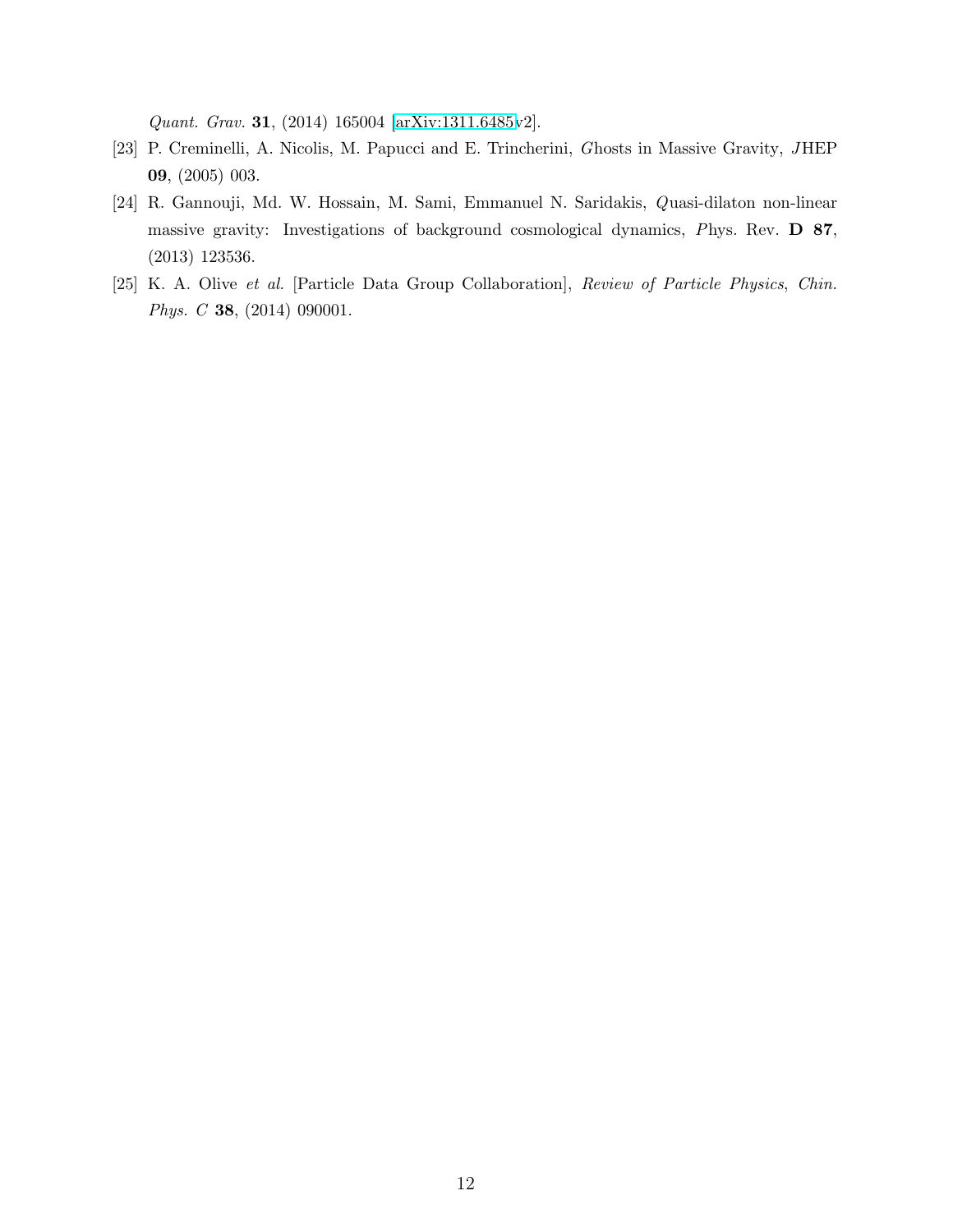*Quant. Grav.* **31**, (2014) 165004 [arXiv:1311.6485v2].

[23] P. Creminelli, A. Nicolis, M. Papucci and E. Trincherini, Ghosts in Massive Gravity, JHEP **09**, (2005) 003.

[24] R. Gannouji, Md. W. Hossain, M. Sami, Emmanuel N. Saridakis, Quasi-dilaton non-linear massive gravity: Investigations of background cosmological dynamics, Phys. Rev. **D 87**, (2013) 123536.

[25] K. A. Olive *et al.* [Particle Data Group Collaboration], *Review of Particle Physics*, *Chin. Phys. C* **38**, (2014) 090001.